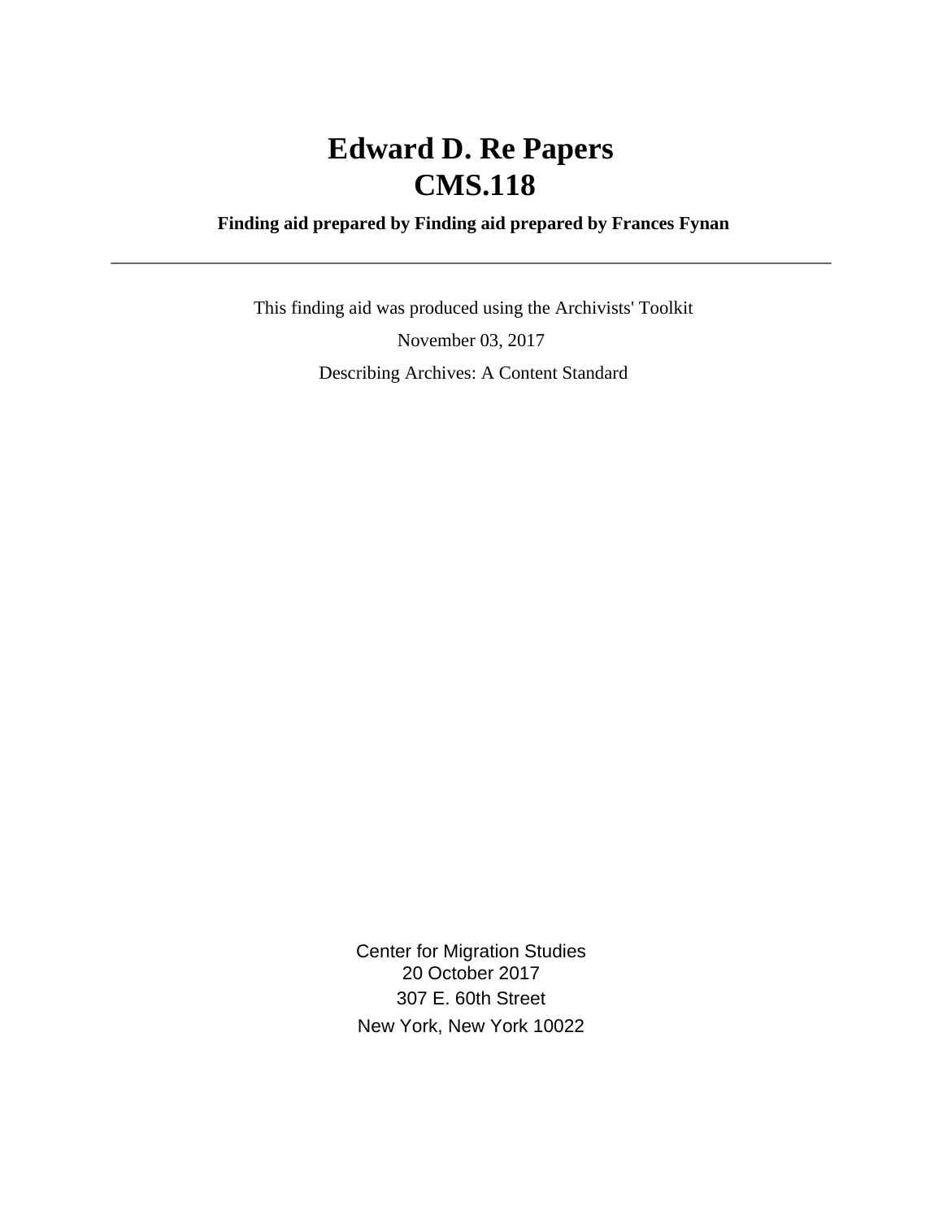# Edward D. Re Papers
# CMS.118

**Finding aid prepared by Finding aid prepared by Frances Fynan**

---

This finding aid was produced using the Archivists' Toolkit

November 03, 2017

Describing Archives: A Content Standard

Center for Migration Studies
20 October 2017
307 E. 60th Street
New York, New York 10022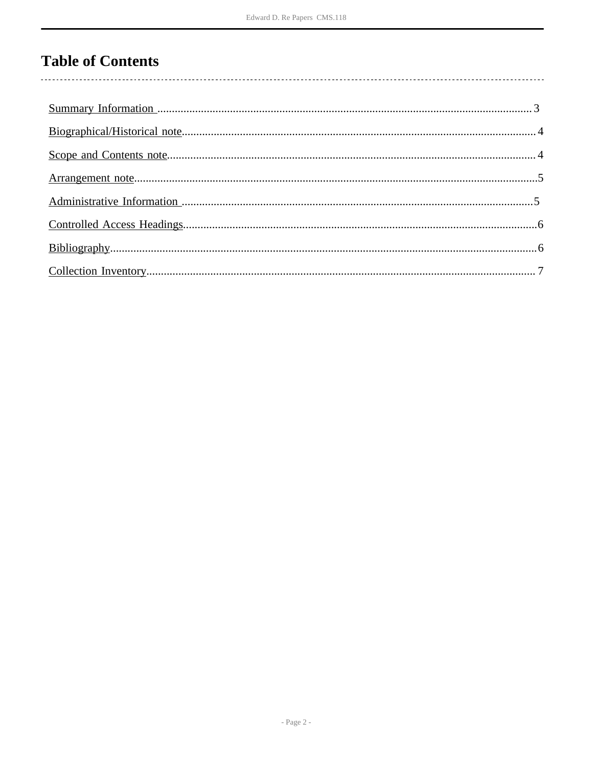# Table of Contents

Summary Information ........................................................................................................................3

Biographical/Historical note................................................................................................................4

Scope and Contents note....................................................................................................................4

Arrangement note...............................................................................................................................5

Administrative Information ...............................................................................................................5

Controlled Access Headings...............................................................................................................6

Bibliography........................................................................................................................................6

Collection Inventory............................................................................................................................7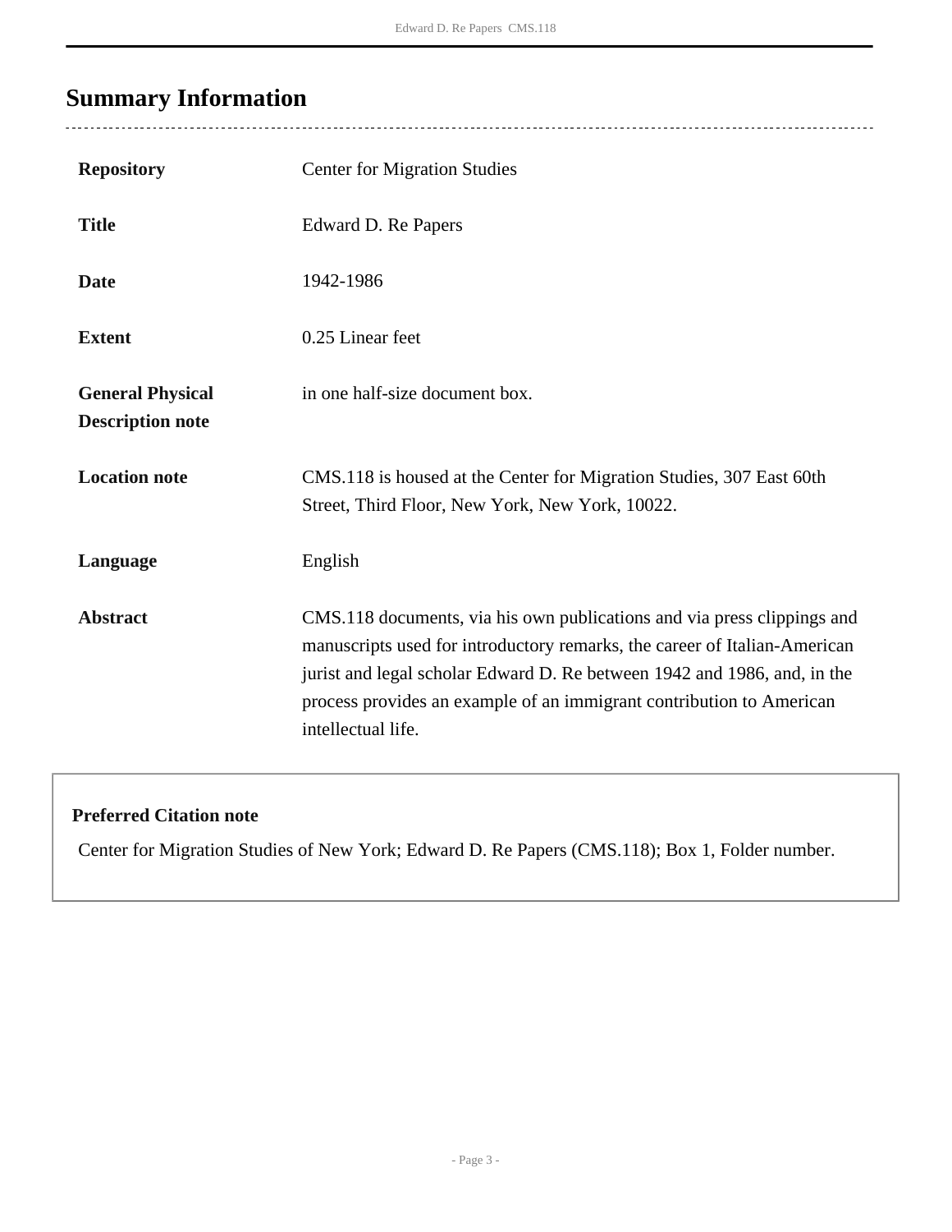## Summary Information

| | |
|---|---|
| **Repository** | Center for Migration Studies |
| **Title** | Edward D. Re Papers |
| **Date** | 1942-1986 |
| **Extent** | 0.25 Linear feet |
| **General Physical Description note** | in one half-size document box. |
| **Location note** | CMS.118 is housed at the Center for Migration Studies, 307 East 60th Street, Third Floor, New York, New York, 10022. |
| **Language** | English |
| **Abstract** | CMS.118 documents, via his own publications and via press clippings and manuscripts used for introductory remarks, the career of Italian-American jurist and legal scholar Edward D. Re between 1942 and 1986, and, in the process provides an example of an immigrant contribution to American intellectual life. |

**Preferred Citation note**

Center for Migration Studies of New York; Edward D. Re Papers (CMS.118); Box 1, Folder number.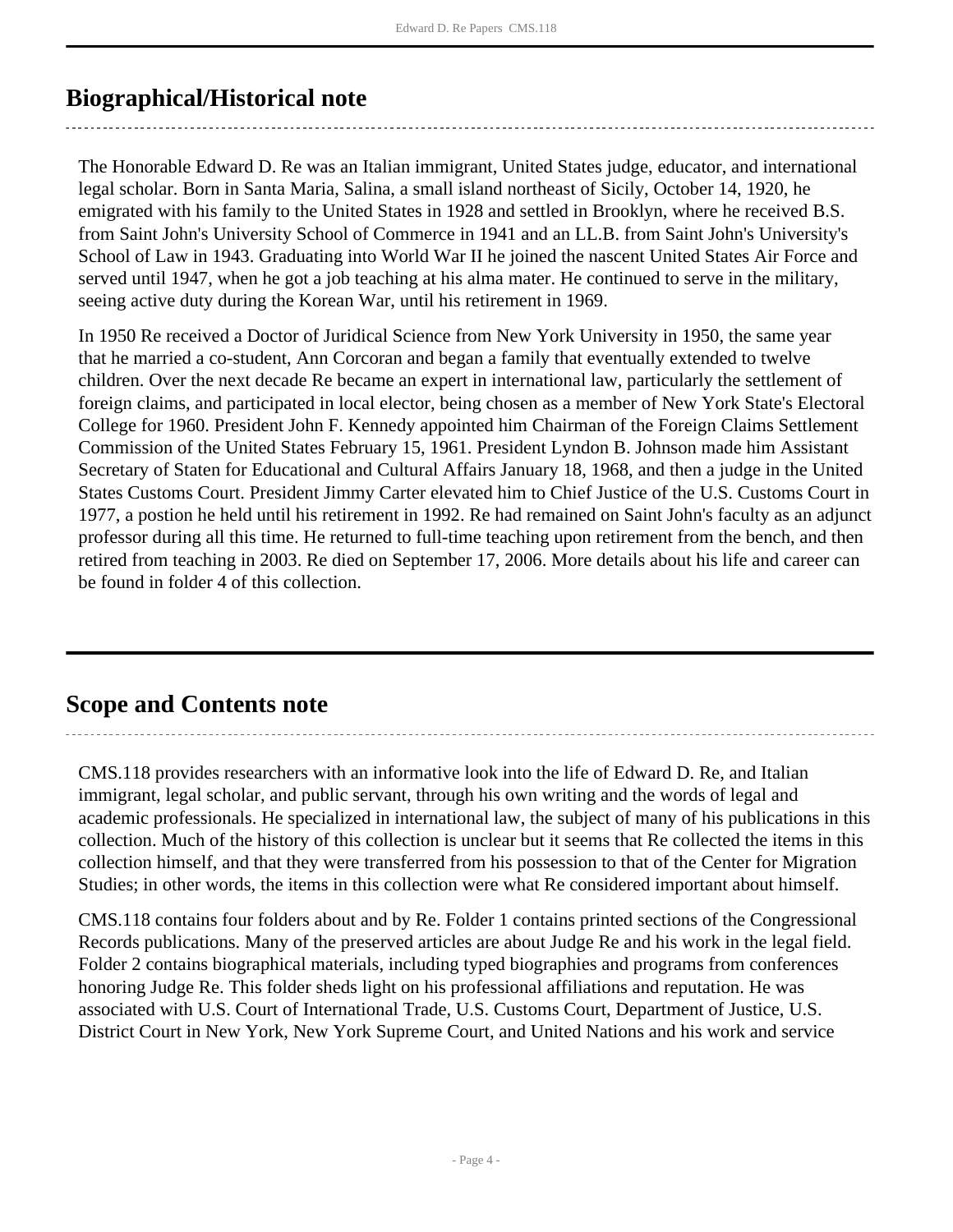## Biographical/Historical note

The Honorable Edward D. Re was an Italian immigrant, United States judge, educator, and international legal scholar. Born in Santa Maria, Salina, a small island northeast of Sicily, October 14, 1920, he emigrated with his family to the United States in 1928 and settled in Brooklyn, where he received B.S. from Saint John's University School of Commerce in 1941 and an LL.B. from Saint John's University's School of Law in 1943. Graduating into World War II he joined the nascent United States Air Force and served until 1947, when he got a job teaching at his alma mater. He continued to serve in the military, seeing active duty during the Korean War, until his retirement in 1969.

In 1950 Re received a Doctor of Juridical Science from New York University in 1950, the same year that he married a co-student, Ann Corcoran and began a family that eventually extended to twelve children. Over the next decade Re became an expert in international law, particularly the settlement of foreign claims, and participated in local elector, being chosen as a member of New York State's Electoral College for 1960. President John F. Kennedy appointed him Chairman of the Foreign Claims Settlement Commission of the United States February 15, 1961. President Lyndon B. Johnson made him Assistant Secretary of Staten for Educational and Cultural Affairs January 18, 1968, and then a judge in the United States Customs Court. President Jimmy Carter elevated him to Chief Justice of the U.S. Customs Court in 1977, a postion he held until his retirement in 1992. Re had remained on Saint John's faculty as an adjunct professor during all this time. He returned to full-time teaching upon retirement from the bench, and then retired from teaching in 2003. Re died on September 17, 2006. More details about his life and career can be found in folder 4 of this collection.

## Scope and Contents note

CMS.118 provides researchers with an informative look into the life of Edward D. Re, and Italian immigrant, legal scholar, and public servant, through his own writing and the words of legal and academic professionals. He specialized in international law, the subject of many of his publications in this collection. Much of the history of this collection is unclear but it seems that Re collected the items in this collection himself, and that they were transferred from his possession to that of the Center for Migration Studies; in other words, the items in this collection were what Re considered important about himself.

CMS.118 contains four folders about and by Re. Folder 1 contains printed sections of the Congressional Records publications. Many of the preserved articles are about Judge Re and his work in the legal field. Folder 2 contains biographical materials, including typed biographies and programs from conferences honoring Judge Re. This folder sheds light on his professional affiliations and reputation. He was associated with U.S. Court of International Trade, U.S. Customs Court, Department of Justice, U.S. District Court in New York, New York Supreme Court, and United Nations and his work and service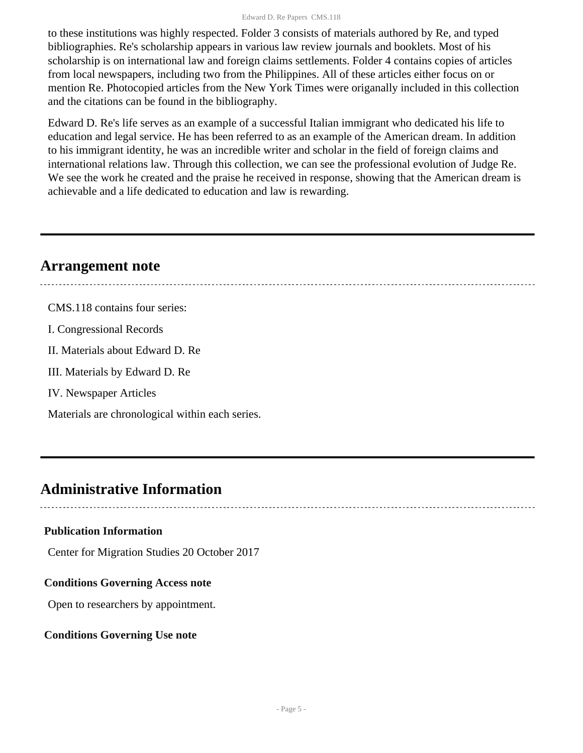to these institutions was highly respected. Folder 3 consists of materials authored by Re, and typed bibliographies. Re's scholarship appears in various law review journals and booklets. Most of his scholarship is on international law and foreign claims settlements. Folder 4 contains copies of articles from local newspapers, including two from the Philippines. All of these articles either focus on or mention Re. Photocopied articles from the New York Times were origanally included in this collection and the citations can be found in the bibliography.

Edward D. Re's life serves as an example of a successful Italian immigrant who dedicated his life to education and legal service. He has been referred to as an example of the American dream. In addition to his immigrant identity, he was an incredible writer and scholar in the field of foreign claims and international relations law. Through this collection, we can see the professional evolution of Judge Re. We see the work he created and the praise he received in response, showing that the American dream is achievable and a life dedicated to education and law is rewarding.

## Arrangement note

CMS.118 contains four series:

I. Congressional Records

II. Materials about Edward D. Re

III. Materials by Edward D. Re

IV. Newspaper Articles

Materials are chronological within each series.

## Administrative Information

**Publication Information**

Center for Migration Studies 20 October 2017

**Conditions Governing Access note**

Open to researchers by appointment.

**Conditions Governing Use note**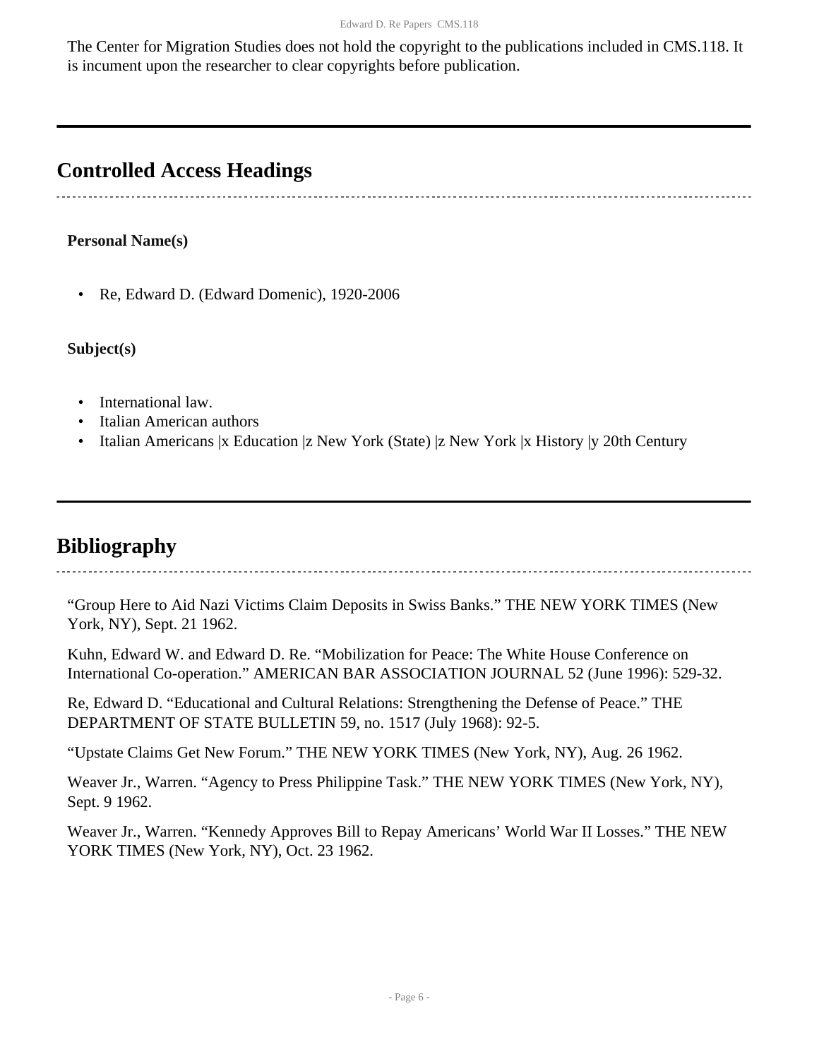The Center for Migration Studies does not hold the copyright to the publications included in CMS.118. It is incument upon the researcher to clear copyrights before publication.

## Controlled Access Headings

**Personal Name(s)**

- Re, Edward D. (Edward Domenic), 1920-2006

**Subject(s)**

- International law.
- Italian American authors
- Italian Americans |x Education |z New York (State) |z New York |x History |y 20th Century

## Bibliography

"Group Here to Aid Nazi Victims Claim Deposits in Swiss Banks." THE NEW YORK TIMES (New York, NY), Sept. 21 1962.

Kuhn, Edward W. and Edward D. Re. "Mobilization for Peace: The White House Conference on International Co-operation." AMERICAN BAR ASSOCIATION JOURNAL 52 (June 1996): 529-32.

Re, Edward D. "Educational and Cultural Relations: Strengthening the Defense of Peace." THE DEPARTMENT OF STATE BULLETIN 59, no. 1517 (July 1968): 92-5.

"Upstate Claims Get New Forum." THE NEW YORK TIMES (New York, NY), Aug. 26 1962.

Weaver Jr., Warren. "Agency to Press Philippine Task." THE NEW YORK TIMES (New York, NY), Sept. 9 1962.

Weaver Jr., Warren. "Kennedy Approves Bill to Repay Americans' World War II Losses." THE NEW YORK TIMES (New York, NY), Oct. 23 1962.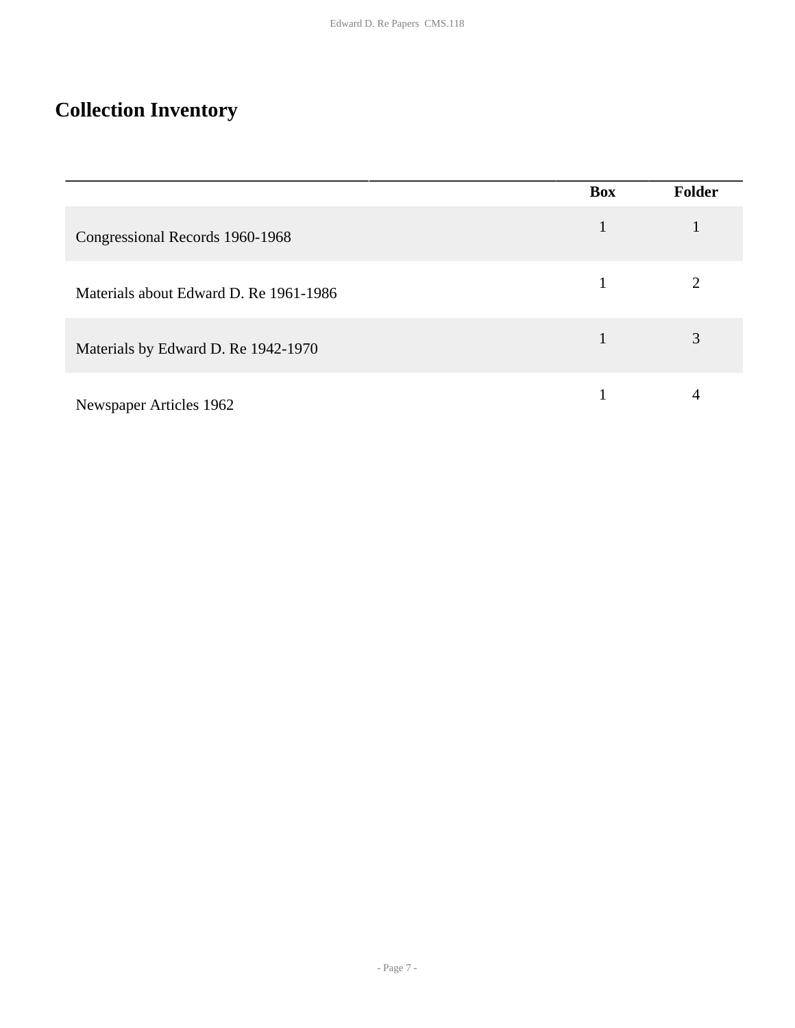## Collection Inventory

| | Box | Folder |
|---|---|---|
| Congressional Records 1960-1968 | 1 | 1 |
| Materials about Edward D. Re 1961-1986 | 1 | 2 |
| Materials by Edward D. Re 1942-1970 | 1 | 3 |
| Newspaper Articles 1962 | 1 | 4 |